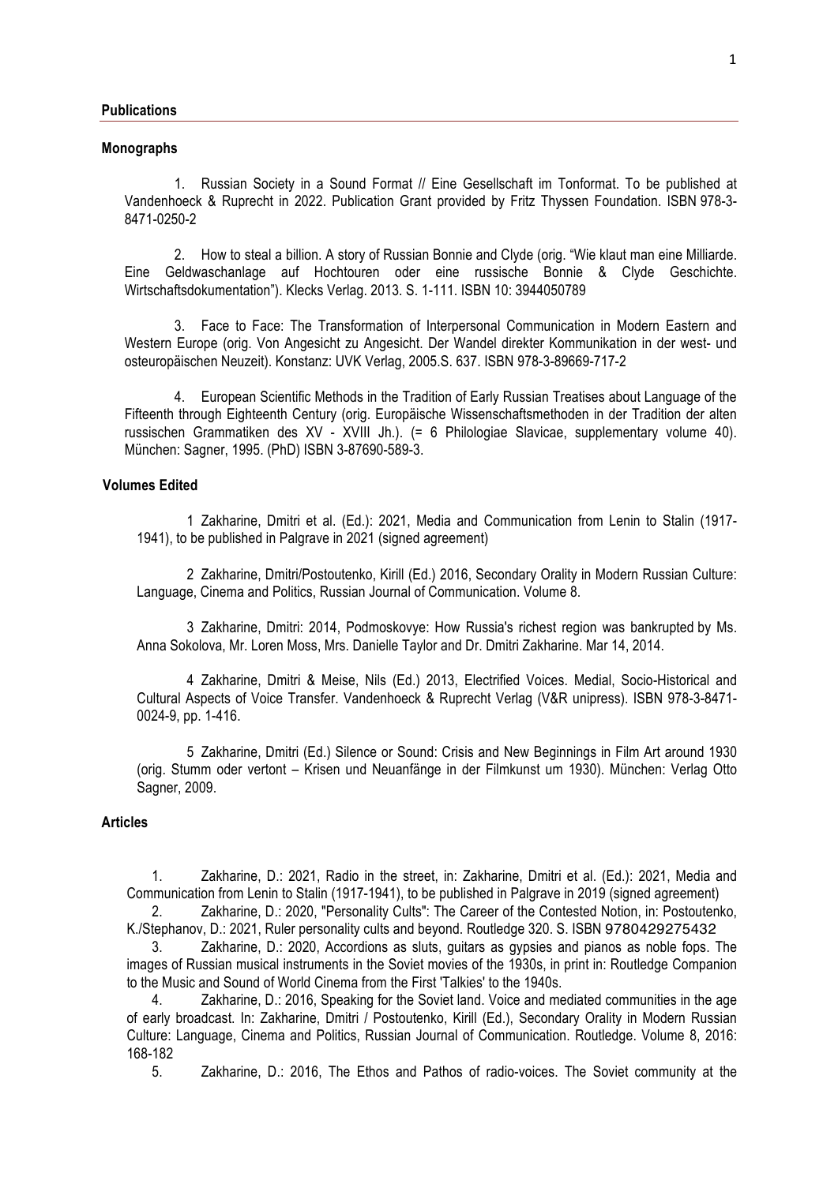## Publications

### Monographs

1. Russian Society in a Sound Format // Eine Gesellschaft im Tonformat. To be published at Vandenhoeck & Ruprecht in 2022. Publication Grant provided by Fritz Thyssen Foundation. ISBN 978-3-8471-0250-2

2. How to steal a billion. A story of Russian Bonnie and Clyde (orig. "Wie klaut man eine Milliarde. Eine Geldwaschanlage auf Hochtouren oder eine russische Bonnie & Clyde Geschichte. Wirtschaftsdokumentation"). Klecks Verlag. 2013. S. 1-111. ISBN 10: 3944050789

3. Face to Face: The Transformation of Interpersonal Communication in Modern Eastern and Western Europe (orig. Von Angesicht zu Angesicht. Der Wandel direkter Kommunikation in der west- und osteuropäischen Neuzeit). Konstanz: UVK Verlag, 2005.S. 637. ISBN 978-3-89669-717-2

4. European Scientific Methods in the Tradition of Early Russian Treatises about Language of the Fifteenth through Eighteenth Century (orig. Europäische Wissenschaftsmethoden in der Tradition der alten russischen Grammatiken des XV - XVIII Jh.). (= 6 Philologiae Slavicae, supplementary volume 40). München: Sagner, 1995. (PhD) ISBN 3-87690-589-3.

### Volumes Edited

1 Zakharine, Dmitri et al. (Ed.): 2021, Media and Communication from Lenin to Stalin (1917-1941), to be published in Palgrave in 2021 (signed agreement)

2 Zakharine, Dmitri/Postoutenko, Kirill (Ed.) 2016, Secondary Orality in Modern Russian Culture: Language, Cinema and Politics, Russian Journal of Communication. Volume 8.

3 Zakharine, Dmitri: 2014, Podmoskovye: How Russia's richest region was bankrupted by Ms. Anna Sokolova, Mr. Loren Moss, Mrs. Danielle Taylor and Dr. Dmitri Zakharine. Mar 14, 2014.

4 Zakharine, Dmitri & Meise, Nils (Ed.) 2013, Electrified Voices. Medial, Socio-Historical and Cultural Aspects of Voice Transfer. Vandenhoeck & Ruprecht Verlag (V&R unipress). ISBN 978-3-8471-0024-9, pp. 1-416.

5 Zakharine, Dmitri (Ed.) Silence or Sound: Crisis and New Beginnings in Film Art around 1930 (orig. Stumm oder vertont – Krisen und Neuanfänge in der Filmkunst um 1930). München: Verlag Otto Sagner, 2009.

### Articles

1. Zakharine, D.: 2021, Radio in the street, in: Zakharine, Dmitri et al. (Ed.): 2021, Media and Communication from Lenin to Stalin (1917-1941), to be published in Palgrave in 2019 (signed agreement)
2. Zakharine, D.: 2020, "Personality Cults": The Career of the Contested Notion, in: Postoutenko, K./Stephanov, D.: 2021, Ruler personality cults and beyond. Routledge 320. S. ISBN 9780429275432
3. Zakharine, D.: 2020, Accordions as sluts, guitars as gypsies and pianos as noble fops. The images of Russian musical instruments in the Soviet movies of the 1930s, in print in: Routledge Companion to the Music and Sound of World Cinema from the First 'Talkies' to the 1940s.
4. Zakharine, D.: 2016, Speaking for the Soviet land. Voice and mediated communities in the age of early broadcast. In: Zakharine, Dmitri / Postoutenko, Kirill (Ed.), Secondary Orality in Modern Russian Culture: Language, Cinema and Politics, Russian Journal of Communication. Routledge. Volume 8, 2016: 168-182
5. Zakharine, D.: 2016, The Ethos and Pathos of radio-voices. The Soviet community at the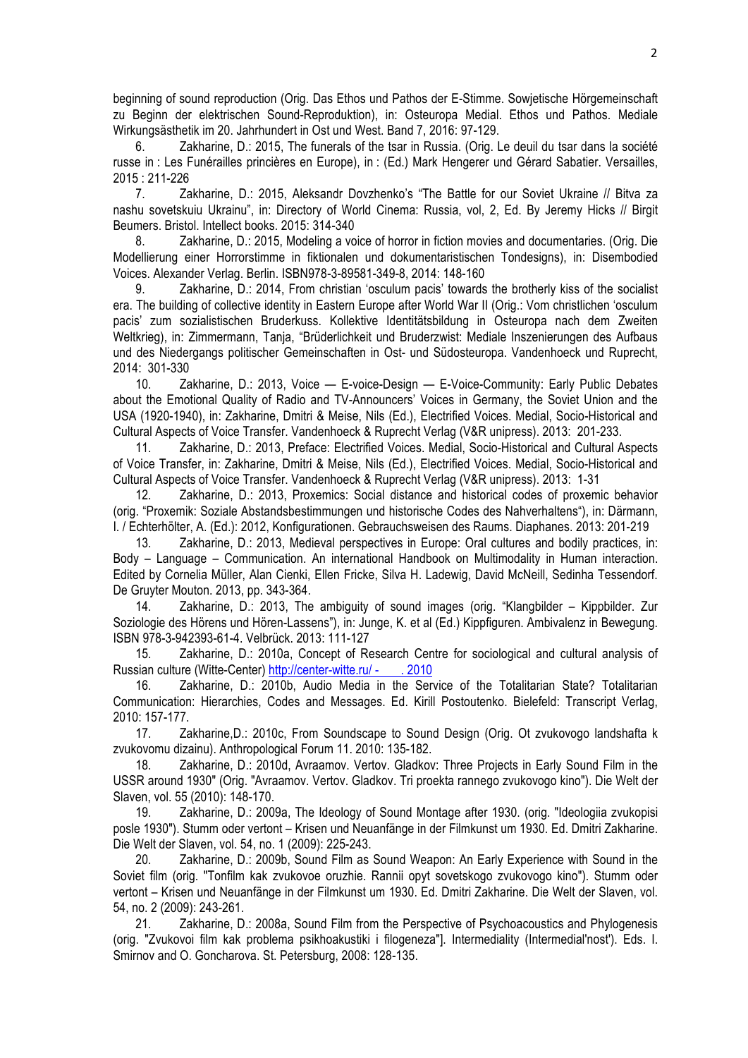beginning of sound reproduction (Orig. Das Ethos und Pathos der E-Stimme. Sowjetische Hörgemeinschaft zu Beginn der elektrischen Sound-Reproduktion), in: Osteuropa Medial. Ethos und Pathos. Mediale Wirkungsästhetik im 20. Jahrhundert in Ost und West. Band 7, 2016: 97-129.

6. Zakharine, D.: 2015, The funerals of the tsar in Russia. (Orig. Le deuil du tsar dans la société russe in : Les Funérailles princières en Europe), in : (Ed.) Mark Hengerer und Gérard Sabatier. Versailles, 2015 : 211-226

7. Zakharine, D.: 2015, Aleksandr Dovzhenko's "The Battle for our Soviet Ukraine // Bitva za nashu sovetskuiu Ukrainu", in: Directory of World Cinema: Russia, vol, 2, Ed. By Jeremy Hicks // Birgit Beumers. Bristol. Intellect books. 2015: 314-340

8. Zakharine, D.: 2015, Modeling a voice of horror in fiction movies and documentaries. (Orig. Die Modellierung einer Horrorstimme in fiktionalen und dokumentaristischen Tondesigns), in: Disembodied Voices. Alexander Verlag. Berlin. ISBN978-3-89581-349-8, 2014: 148-160

9. Zakharine, D.: 2014, From christian 'osculum pacis' towards the brotherly kiss of the socialist era. The building of collective identity in Eastern Europe after World War II (Orig.: Vom christlichen 'osculum pacis' zum sozialistischen Bruderkuss. Kollektive Identitätsbildung in Osteuropa nach dem Zweiten Weltkrieg), in: Zimmermann, Tanja, "Brüderlichkeit und Bruderzwist: Mediale Inszenierungen des Aufbaus und des Niedergangs politischer Gemeinschaften in Ost- und Südosteuropa. Vandenhoeck und Ruprecht, 2014: 301-330

10. Zakharine, D.: 2013, Voice — E-voice-Design — E-Voice-Community: Early Public Debates about the Emotional Quality of Radio and TV-Announcers' Voices in Germany, the Soviet Union and the USA (1920-1940), in: Zakharine, Dmitri & Meise, Nils (Ed.), Electrified Voices. Medial, Socio-Historical and Cultural Aspects of Voice Transfer. Vandenhoeck & Ruprecht Verlag (V&R unipress). 2013: 201-233.

11. Zakharine, D.: 2013, Preface: Electrified Voices. Medial, Socio-Historical and Cultural Aspects of Voice Transfer, in: Zakharine, Dmitri & Meise, Nils (Ed.), Electrified Voices. Medial, Socio-Historical and Cultural Aspects of Voice Transfer. Vandenhoeck & Ruprecht Verlag (V&R unipress). 2013: 1-31

12. Zakharine, D.: 2013, Proxemics: Social distance and historical codes of proxemic behavior (orig. "Proxemik: Soziale Abstandsbestimmungen und historische Codes des Nahverhaltens"), in: Därmann, I. / Echterhölter, A. (Ed.): 2012, Konfigurationen. Gebrauchsweisen des Raums. Diaphanes. 2013: 201-219

13. Zakharine, D.: 2013, Medieval perspectives in Europe: Oral cultures and bodily practices, in: Body – Language – Communication. An international Handbook on Multimodality in Human interaction. Edited by Cornelia Müller, Alan Cienki, Ellen Fricke, Silva H. Ladewig, David McNeill, Sedinha Tessendorf. De Gruyter Mouton. 2013, pp. 343-364.

14. Zakharine, D.: 2013, The ambiguity of sound images (orig. "Klangbilder – Kippbilder. Zur Soziologie des Hörens und Hören-Lassens"), in: Junge, K. et al (Ed.) Kippfiguren. Ambivalenz in Bewegung. ISBN 978-3-942393-61-4. Velbrück. 2013: 111-127

15. Zakharine, D.: 2010a, Concept of Research Centre for sociological and cultural analysis of Russian culture (Witte-Center) http://center-witte.ru/ - . 2010

16. Zakharine, D.: 2010b, Audio Media in the Service of the Totalitarian State? Totalitarian Communication: Hierarchies, Codes and Messages. Ed. Kirill Postoutenko. Bielefeld: Transcript Verlag, 2010: 157-177.

17. Zakharine,D.: 2010c, From Soundscape to Sound Design (Orig. Ot zvukovogo landshafta k zvukovomu dizainu). Anthropological Forum 11. 2010: 135-182.

18. Zakharine, D.: 2010d, Avraamov. Vertov. Gladkov: Three Projects in Early Sound Film in the USSR around 1930" (Orig. "Avraamov. Vertov. Gladkov. Tri proekta rannego zvukovogo kino"). Die Welt der Slaven, vol. 55 (2010): 148-170.

19. Zakharine, D.: 2009a, The Ideology of Sound Montage after 1930. (orig. "Ideologiia zvukopisi posle 1930"). Stumm oder vertont – Krisen und Neuanfänge in der Filmkunst um 1930. Ed. Dmitri Zakharine. Die Welt der Slaven, vol. 54, no. 1 (2009): 225-243.

20. Zakharine, D.: 2009b, Sound Film as Sound Weapon: An Early Experience with Sound in the Soviet film (orig. "Tonfilm kak zvukovoe oruzhie. Rannii opyt sovetskogo zvukovogo kino"). Stumm oder vertont – Krisen und Neuanfänge in der Filmkunst um 1930. Ed. Dmitri Zakharine. Die Welt der Slaven, vol. 54, no. 2 (2009): 243-261.

21. Zakharine, D.: 2008a, Sound Film from the Perspective of Psychoacoustics and Phylogenesis (orig. "Zvukovoi film kak problema psikhoakustiki i filogeneza"]. Intermediality (Intermedial'nost'). Eds. I. Smirnov and O. Goncharova. St. Petersburg, 2008: 128-135.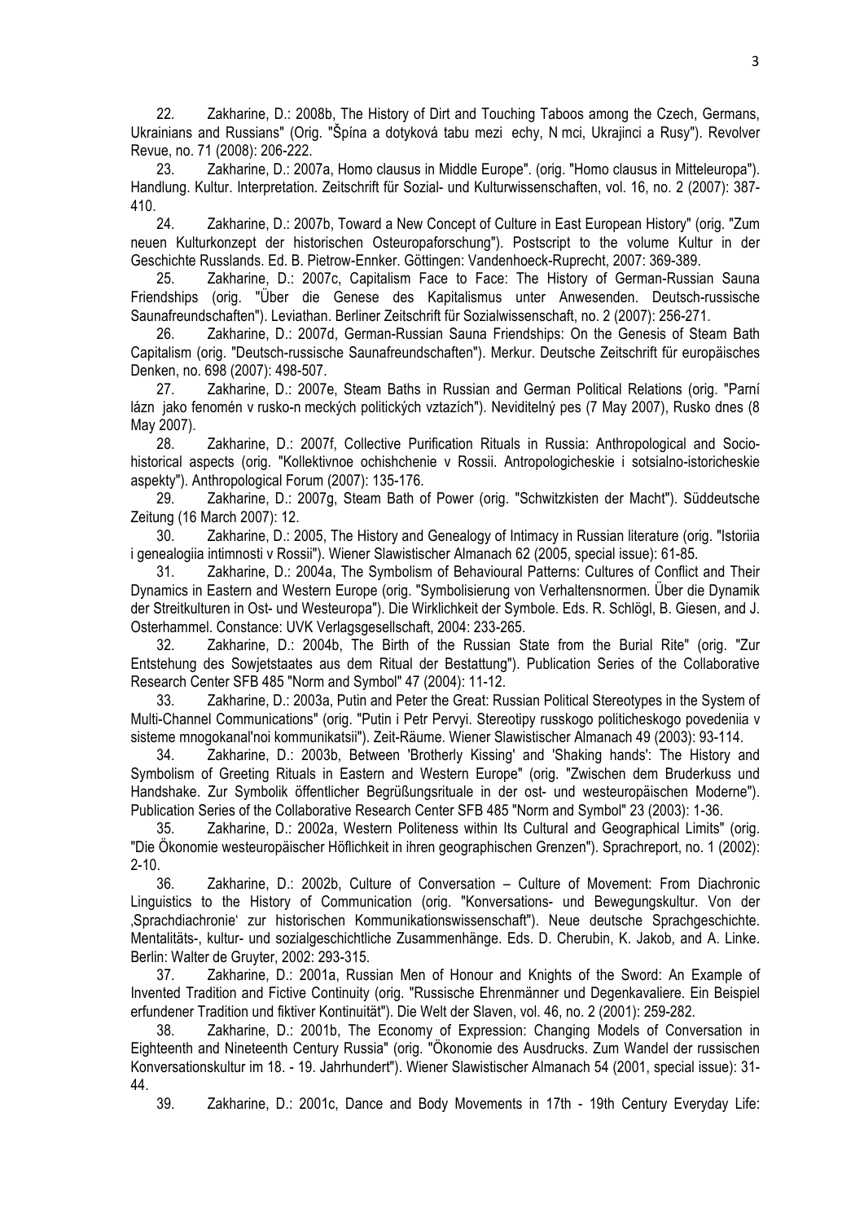22. Zakharine, D.: 2008b, The History of Dirt and Touching Taboos among the Czech, Germans, Ukrainians and Russians" (Orig. "Špína a dotyková tabu mezi echy, N mci, Ukrajinci a Rusy"). Revolver Revue, no. 71 (2008): 206-222.

23. Zakharine, D.: 2007a, Homo clausus in Middle Europe". (orig. "Homo clausus in Mitteleuropa"). Handlung. Kultur. Interpretation. Zeitschrift für Sozial- und Kulturwissenschaften, vol. 16, no. 2 (2007): 387-410.

24. Zakharine, D.: 2007b, Toward a New Concept of Culture in East European History" (orig. "Zum neuen Kulturkonzept der historischen Osteuropaforschung"). Postscript to the volume Kultur in der Geschichte Russlands. Ed. B. Pietrow-Ennker. Göttingen: Vandenhoeck-Ruprecht, 2007: 369-389.

25. Zakharine, D.: 2007c, Capitalism Face to Face: The History of German-Russian Sauna Friendships (orig. "Über die Genese des Kapitalismus unter Anwesenden. Deutsch-russische Saunafreundschaften"). Leviathan. Berliner Zeitschrift für Sozialwissenschaft, no. 2 (2007): 256-271.

26. Zakharine, D.: 2007d, German-Russian Sauna Friendships: On the Genesis of Steam Bath Capitalism (orig. "Deutsch-russische Saunafreundschaften"). Merkur. Deutsche Zeitschrift für europäisches Denken, no. 698 (2007): 498-507.

27. Zakharine, D.: 2007e, Steam Baths in Russian and German Political Relations (orig. "Parní lázn jako fenomén v rusko-n meckých politických vztazích"). Neviditelný pes (7 May 2007), Rusko dnes (8 May 2007).

28. Zakharine, D.: 2007f, Collective Purification Rituals in Russia: Anthropological and Socio-historical aspects (orig. "Kollektivnoe ochishchenie v Rossii. Antropologicheskie i sotsialno-istoricheskie aspekty"). Anthropological Forum (2007): 135-176.

29. Zakharine, D.: 2007g, Steam Bath of Power (orig. "Schwitzkisten der Macht"). Süddeutsche Zeitung (16 March 2007): 12.

30. Zakharine, D.: 2005, The History and Genealogy of Intimacy in Russian literature (orig. "Istoriia i genealogiia intimnosti v Rossii"). Wiener Slawistischer Almanach 62 (2005, special issue): 61-85.

31. Zakharine, D.: 2004a, The Symbolism of Behavioural Patterns: Cultures of Conflict and Their Dynamics in Eastern and Western Europe (orig. "Symbolisierung von Verhaltensnormen. Über die Dynamik der Streitkulturen in Ost- und Westeuropa"). Die Wirklichkeit der Symbole. Eds. R. Schlögl, B. Giesen, and J. Osterhammel. Constance: UVK Verlagsgesellschaft, 2004: 233-265.

32. Zakharine, D.: 2004b, The Birth of the Russian State from the Burial Rite" (orig. "Zur Entstehung des Sowjetstaates aus dem Ritual der Bestattung"). Publication Series of the Collaborative Research Center SFB 485 "Norm and Symbol" 47 (2004): 11-12.

33. Zakharine, D.: 2003a, Putin and Peter the Great: Russian Political Stereotypes in the System of Multi-Channel Communications" (orig. "Putin i Petr Pervyi. Stereotipy russkogo politicheskogo povedeniia v sisteme mnogokanal'noi kommunikatsii"). Zeit-Räume. Wiener Slawistischer Almanach 49 (2003): 93-114.

34. Zakharine, D.: 2003b, Between 'Brotherly Kissing' and 'Shaking hands': The History and Symbolism of Greeting Rituals in Eastern and Western Europe" (orig. "Zwischen dem Bruderkuss und Handshake. Zur Symbolik öffentlicher Begrüßungsrituale in der ost- und westeuropäischen Moderne"). Publication Series of the Collaborative Research Center SFB 485 "Norm and Symbol" 23 (2003): 1-36.

35. Zakharine, D.: 2002a, Western Politeness within Its Cultural and Geographical Limits" (orig. "Die Ökonomie westeuropäischer Höflichkeit in ihren geographischen Grenzen"). Sprachreport, no. 1 (2002): 2-10.

36. Zakharine, D.: 2002b, Culture of Conversation – Culture of Movement: From Diachronic Linguistics to the History of Communication (orig. "Konversations- und Bewegungskultur. Von der ‚Sprachdiachronie' zur historischen Kommunikationswissenschaft"). Neue deutsche Sprachgeschichte. Mentalitäts-, kultur- und sozialgeschichtliche Zusammenhänge. Eds. D. Cherubin, K. Jakob, and A. Linke. Berlin: Walter de Gruyter, 2002: 293-315.

37. Zakharine, D.: 2001a, Russian Men of Honour and Knights of the Sword: An Example of Invented Tradition and Fictive Continuity (orig. "Russische Ehrenmänner und Degenkavaliere. Ein Beispiel erfundener Tradition und fiktiver Kontinuität"). Die Welt der Slaven, vol. 46, no. 2 (2001): 259-282.

38. Zakharine, D.: 2001b, The Economy of Expression: Changing Models of Conversation in Eighteenth and Nineteenth Century Russia" (orig. "Ökonomie des Ausdrucks. Zum Wandel der russischen Konversationskultur im 18. - 19. Jahrhundert"). Wiener Slawistischer Almanach 54 (2001, special issue): 31-44.

39. Zakharine, D.: 2001c, Dance and Body Movements in 17th - 19th Century Everyday Life: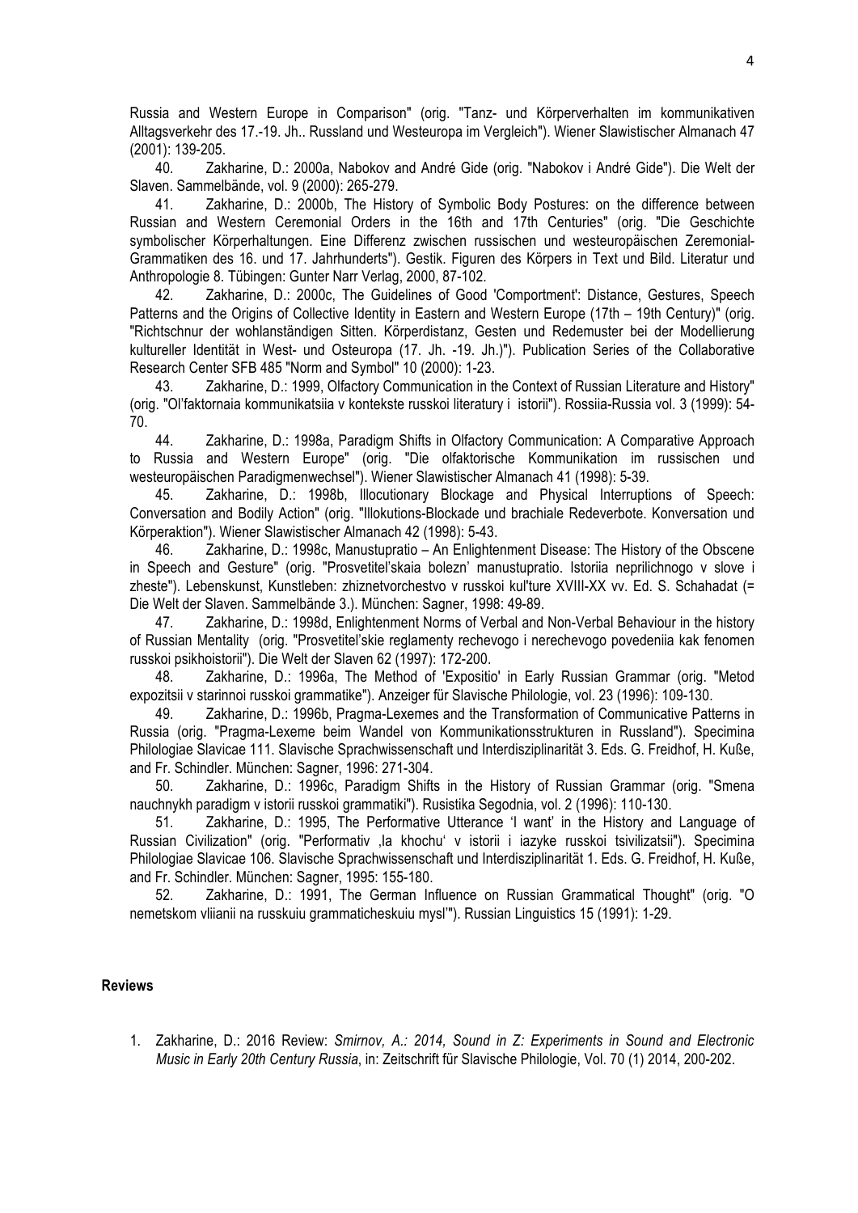Russia and Western Europe in Comparison" (orig. "Tanz- und Körperverhalten im kommunikativen Alltagsverkehr des 17.-19. Jh.. Russland und Westeuropa im Vergleich"). Wiener Slawistischer Almanach 47 (2001): 139-205.

40. Zakharine, D.: 2000a, Nabokov and André Gide (orig. "Nabokov i André Gide"). Die Welt der Slaven. Sammelbände, vol. 9 (2000): 265-279.

41. Zakharine, D.: 2000b, The History of Symbolic Body Postures: on the difference between Russian and Western Ceremonial Orders in the 16th and 17th Centuries" (orig. "Die Geschichte symbolischer Körperhaltungen. Eine Differenz zwischen russischen und westeuropäischen Zeremonial-Grammatiken des 16. und 17. Jahrhunderts"). Gestik. Figuren des Körpers in Text und Bild. Literatur und Anthropologie 8. Tübingen: Gunter Narr Verlag, 2000, 87-102.

42. Zakharine, D.: 2000c, The Guidelines of Good 'Comportment': Distance, Gestures, Speech Patterns and the Origins of Collective Identity in Eastern and Western Europe (17th – 19th Century)" (orig. "Richtschnur der wohlanständigen Sitten. Körperdistanz, Gesten und Redemuster bei der Modellierung kultureller Identität in West- und Osteuropa (17. Jh. -19. Jh.)"). Publication Series of the Collaborative Research Center SFB 485 "Norm and Symbol" 10 (2000): 1-23.

43. Zakharine, D.: 1999, Olfactory Communication in the Context of Russian Literature and History" (orig. "Ol'faktornaia kommunikatsiia v kontekste russkoi literatury i istorii"). Rossiia-Russia vol. 3 (1999): 54-70.

44. Zakharine, D.: 1998a, Paradigm Shifts in Olfactory Communication: A Comparative Approach to Russia and Western Europe" (orig. "Die olfaktorische Kommunikation im russischen und westeuropäischen Paradigmenwechsel"). Wiener Slawistischer Almanach 41 (1998): 5-39.

45. Zakharine, D.: 1998b, Illocutionary Blockage and Physical Interruptions of Speech: Conversation and Bodily Action" (orig. "Illokutions-Blockade und brachiale Redeverbote. Konversation und Körperaktion"). Wiener Slawistischer Almanach 42 (1998): 5-43.

46. Zakharine, D.: 1998c, Manustupratio – An Enlightenment Disease: The History of the Obscene in Speech and Gesture" (orig. "Prosvetitel'skaia bolezn' manustupratio. Istoriia neprilichnogo v slove i zheste"). Lebenskunst, Kunstleben: zhiznetvorchestvo v russkoi kul'ture XVIII-XX vv. Ed. S. Schahadat (= Die Welt der Slaven. Sammelbände 3.). München: Sagner, 1998: 49-89.

47. Zakharine, D.: 1998d, Enlightenment Norms of Verbal and Non-Verbal Behaviour in the history of Russian Mentality (orig. "Prosvetitel'skie reglamenty rechevogo i nerechevogo povedeniia kak fenomen russkoi psikhoistorii"). Die Welt der Slaven 62 (1997): 172-200.

48. Zakharine, D.: 1996a, The Method of 'Expositio' in Early Russian Grammar (orig. "Metod expozitsii v starinnoi russkoi grammatike"). Anzeiger für Slavische Philologie, vol. 23 (1996): 109-130.

49. Zakharine, D.: 1996b, Pragma-Lexemes and the Transformation of Communicative Patterns in Russia (orig. "Pragma-Lexeme beim Wandel von Kommunikationsstrukturen in Russland"). Specimina Philologiae Slavicae 111. Slavische Sprachwissenschaft und Interdisziplinarität 3. Eds. G. Freidhof, H. Kuße, and Fr. Schindler. München: Sagner, 1996: 271-304.

50. Zakharine, D.: 1996c, Paradigm Shifts in the History of Russian Grammar (orig. "Smena nauchnykh paradigm v istorii russkoi grammatiki"). Rusistika Segodnia, vol. 2 (1996): 110-130.

51. Zakharine, D.: 1995, The Performative Utterance 'I want' in the History and Language of Russian Civilization" (orig. "Performativ ‚Ia khochu' v istorii i iazyke russkoi tsivilizatsii"). Specimina Philologiae Slavicae 106. Slavische Sprachwissenschaft und Interdisziplinarität 1. Eds. G. Freidhof, H. Kuße, and Fr. Schindler. München: Sagner, 1995: 155-180.

52. Zakharine, D.: 1991, The German Influence on Russian Grammatical Thought" (orig. "O nemetskom vliianii na russkuiu grammaticheskuiu mysl'"). Russian Linguistics 15 (1991): 1-29.

**Reviews**

1. Zakharine, D.: 2016 Review: *Smirnov, A.: 2014, Sound in Z: Experiments in Sound and Electronic Music in Early 20th Century Russia*, in: Zeitschrift für Slavische Philologie, Vol. 70 (1) 2014, 200-202.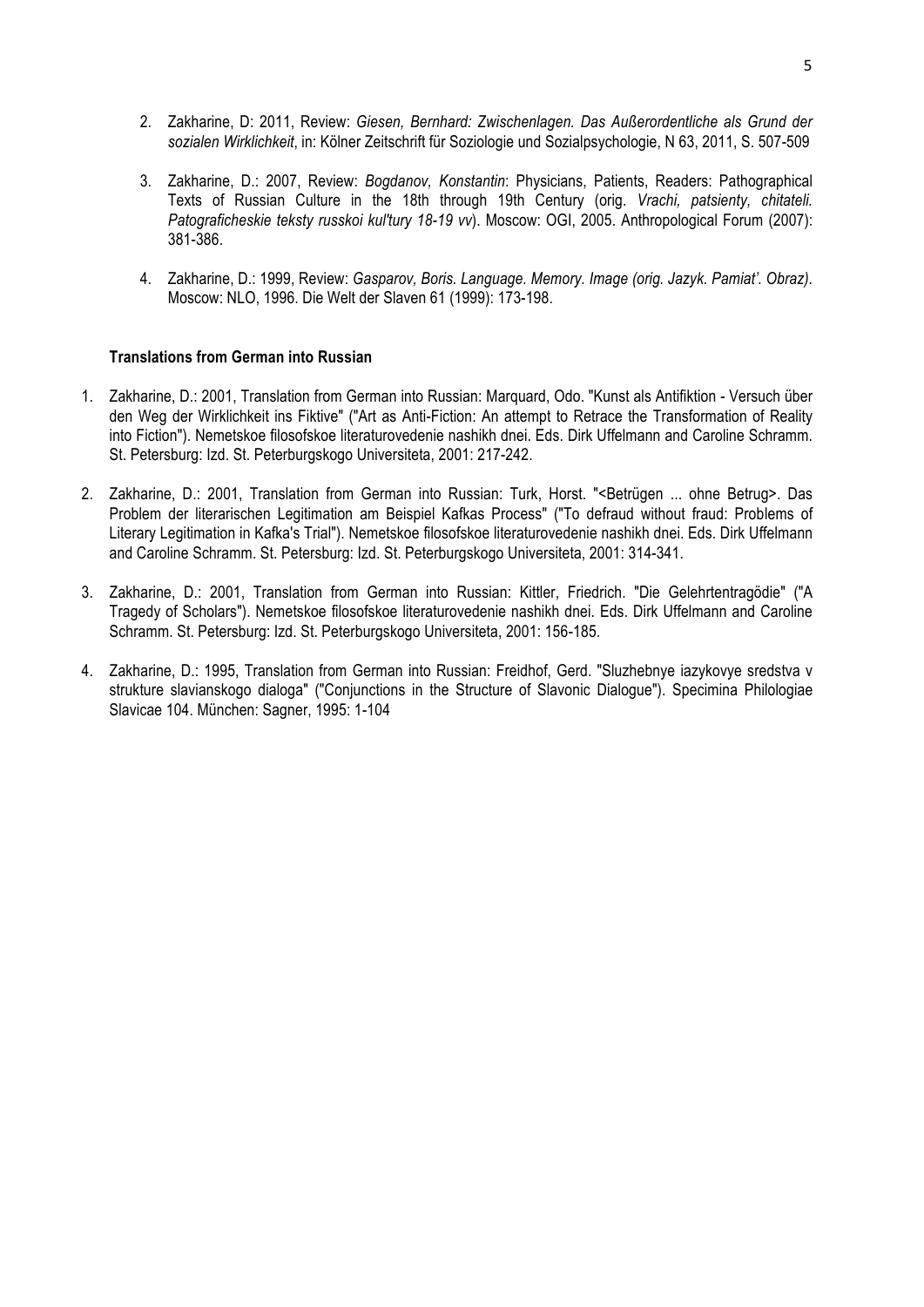2. Zakharine, D: 2011, Review: *Giesen, Bernhard: Zwischenlagen. Das Außerordentliche als Grund der sozialen Wirklichkeit*, in: Kölner Zeitschrift für Soziologie und Sozialpsychologie, N 63, 2011, S. 507-509

3. Zakharine, D.: 2007, Review: *Bogdanov, Konstantin*: Physicians, Patients, Readers: Pathographical Texts of Russian Culture in the 18th through 19th Century (orig. *Vrachi, patsienty, chitateli. Patograficheskie teksty russkoi kul'tury 18-19 vv*). Moscow: OGI, 2005. Anthropological Forum (2007): 381-386.

4. Zakharine, D.: 1999, Review: *Gasparov, Boris. Language. Memory. Image (orig. Jazyk. Pamiat'. Obraz).* Moscow: NLO, 1996. Die Welt der Slaven 61 (1999): 173-198.

**Translations from German into Russian**

1. Zakharine, D.: 2001, Translation from German into Russian: Marquard, Odo. "Kunst als Antifiktion - Versuch über den Weg der Wirklichkeit ins Fiktive" ("Art as Anti-Fiction: An attempt to Retrace the Transformation of Reality into Fiction"). Nemetskoe filosofskoe literaturovedenie nashikh dnei. Eds. Dirk Uffelmann and Caroline Schramm. St. Petersburg: Izd. St. Peterburgskogo Universiteta, 2001: 217-242.

2. Zakharine, D.: 2001, Translation from German into Russian: Turk, Horst. "<Betrügen ... ohne Betrug>. Das Problem der literarischen Legitimation am Beispiel Kafkas Process" ("To defraud without fraud: Problems of Literary Legitimation in Kafka's Trial"). Nemetskoe filosofskoe literaturovedenie nashikh dnei. Eds. Dirk Uffelmann and Caroline Schramm. St. Petersburg: Izd. St. Peterburgskogo Universiteta, 2001: 314-341.

3. Zakharine, D.: 2001, Translation from German into Russian: Kittler, Friedrich. "Die Gelehrtentragödie" ("A Tragedy of Scholars"). Nemetskoe filosofskoe literaturovedenie nashikh dnei. Eds. Dirk Uffelmann and Caroline Schramm. St. Petersburg: Izd. St. Peterburgskogo Universiteta, 2001: 156-185.

4. Zakharine, D.: 1995, Translation from German into Russian: Freidhof, Gerd. "Sluzhebnye iazykovye sredstva v strukture slavianskogo dialoga" ("Conjunctions in the Structure of Slavonic Dialogue"). Specimina Philologiae Slavicae 104. München: Sagner, 1995: 1-104